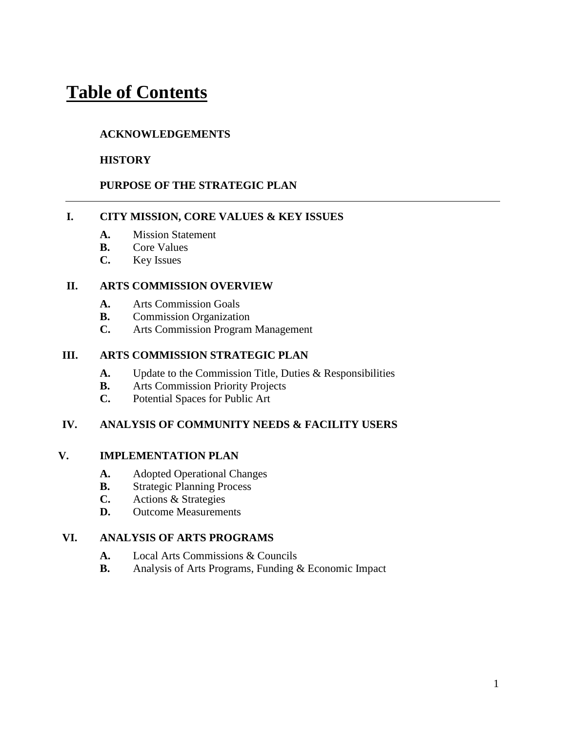# Table of Contents

**ACKNOWLEDGEMENTS**

**HISTORY**

**PURPOSE OF THE STRATEGIC PLAN**

---

**I. CITY MISSION, CORE VALUES & KEY ISSUES**

- **A.** Mission Statement
- **B.** Core Values
- **C.** Key Issues

**II. ARTS COMMISSION OVERVIEW**

- **A.** Arts Commission Goals
- **B.** Commission Organization
- **C.** Arts Commission Program Management

**III. ARTS COMMISSION STRATEGIC PLAN**

- **A.** Update to the Commission Title, Duties & Responsibilities
- **B.** Arts Commission Priority Projects
- **C.** Potential Spaces for Public Art

**IV. ANALYSIS OF COMMUNITY NEEDS & FACILITY USERS**

**V. IMPLEMENTATION PLAN**

- **A.** Adopted Operational Changes
- **B.** Strategic Planning Process
- **C.** Actions & Strategies
- **D.** Outcome Measurements

**VI. ANALYSIS OF ARTS PROGRAMS**

- **A.** Local Arts Commissions & Councils
- **B.** Analysis of Arts Programs, Funding & Economic Impact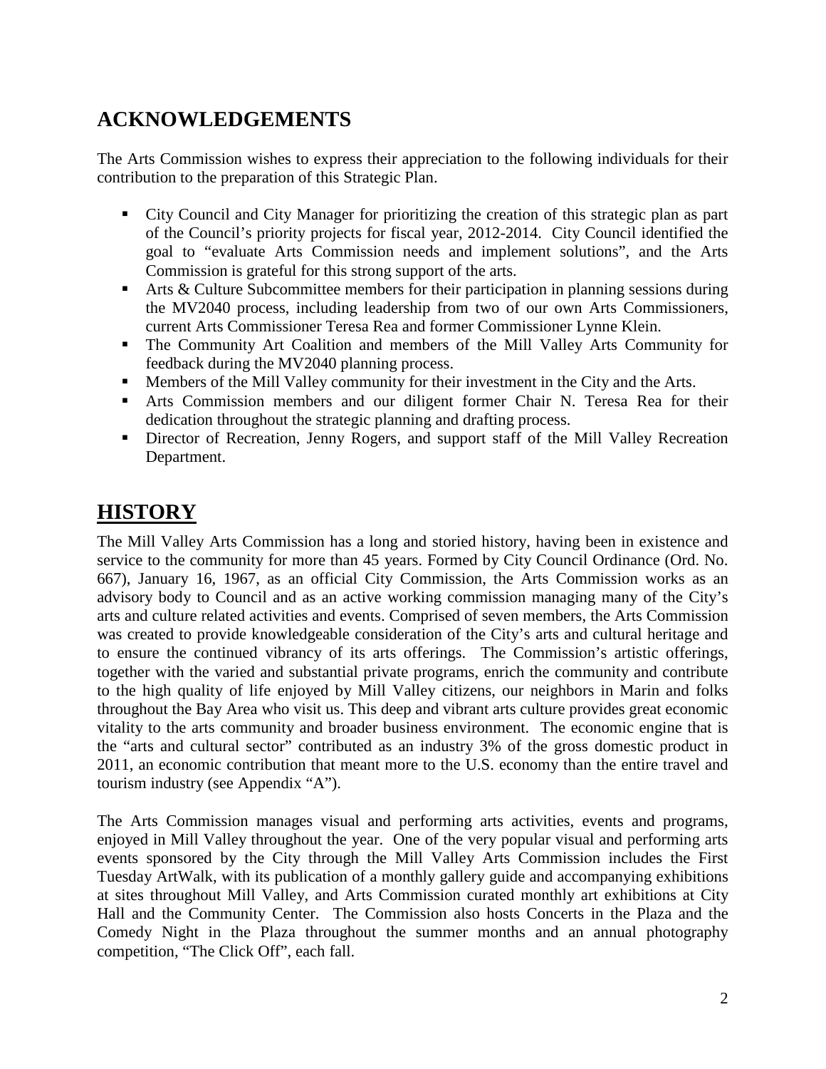## ACKNOWLEDGEMENTS

The Arts Commission wishes to express their appreciation to the following individuals for their contribution to the preparation of this Strategic Plan.

- City Council and City Manager for prioritizing the creation of this strategic plan as part of the Council's priority projects for fiscal year, 2012-2014. City Council identified the goal to "evaluate Arts Commission needs and implement solutions", and the Arts Commission is grateful for this strong support of the arts.
- Arts & Culture Subcommittee members for their participation in planning sessions during the MV2040 process, including leadership from two of our own Arts Commissioners, current Arts Commissioner Teresa Rea and former Commissioner Lynne Klein.
- The Community Art Coalition and members of the Mill Valley Arts Community for feedback during the MV2040 planning process.
- Members of the Mill Valley community for their investment in the City and the Arts.
- Arts Commission members and our diligent former Chair N. Teresa Rea for their dedication throughout the strategic planning and drafting process.
- Director of Recreation, Jenny Rogers, and support staff of the Mill Valley Recreation Department.

## HISTORY

The Mill Valley Arts Commission has a long and storied history, having been in existence and service to the community for more than 45 years. Formed by City Council Ordinance (Ord. No. 667), January 16, 1967, as an official City Commission, the Arts Commission works as an advisory body to Council and as an active working commission managing many of the City's arts and culture related activities and events. Comprised of seven members, the Arts Commission was created to provide knowledgeable consideration of the City's arts and cultural heritage and to ensure the continued vibrancy of its arts offerings. The Commission's artistic offerings, together with the varied and substantial private programs, enrich the community and contribute to the high quality of life enjoyed by Mill Valley citizens, our neighbors in Marin and folks throughout the Bay Area who visit us. This deep and vibrant arts culture provides great economic vitality to the arts community and broader business environment. The economic engine that is the "arts and cultural sector" contributed as an industry 3% of the gross domestic product in 2011, an economic contribution that meant more to the U.S. economy than the entire travel and tourism industry (see Appendix "A").

The Arts Commission manages visual and performing arts activities, events and programs, enjoyed in Mill Valley throughout the year. One of the very popular visual and performing arts events sponsored by the City through the Mill Valley Arts Commission includes the First Tuesday ArtWalk, with its publication of a monthly gallery guide and accompanying exhibitions at sites throughout Mill Valley, and Arts Commission curated monthly art exhibitions at City Hall and the Community Center. The Commission also hosts Concerts in the Plaza and the Comedy Night in the Plaza throughout the summer months and an annual photography competition, "The Click Off", each fall.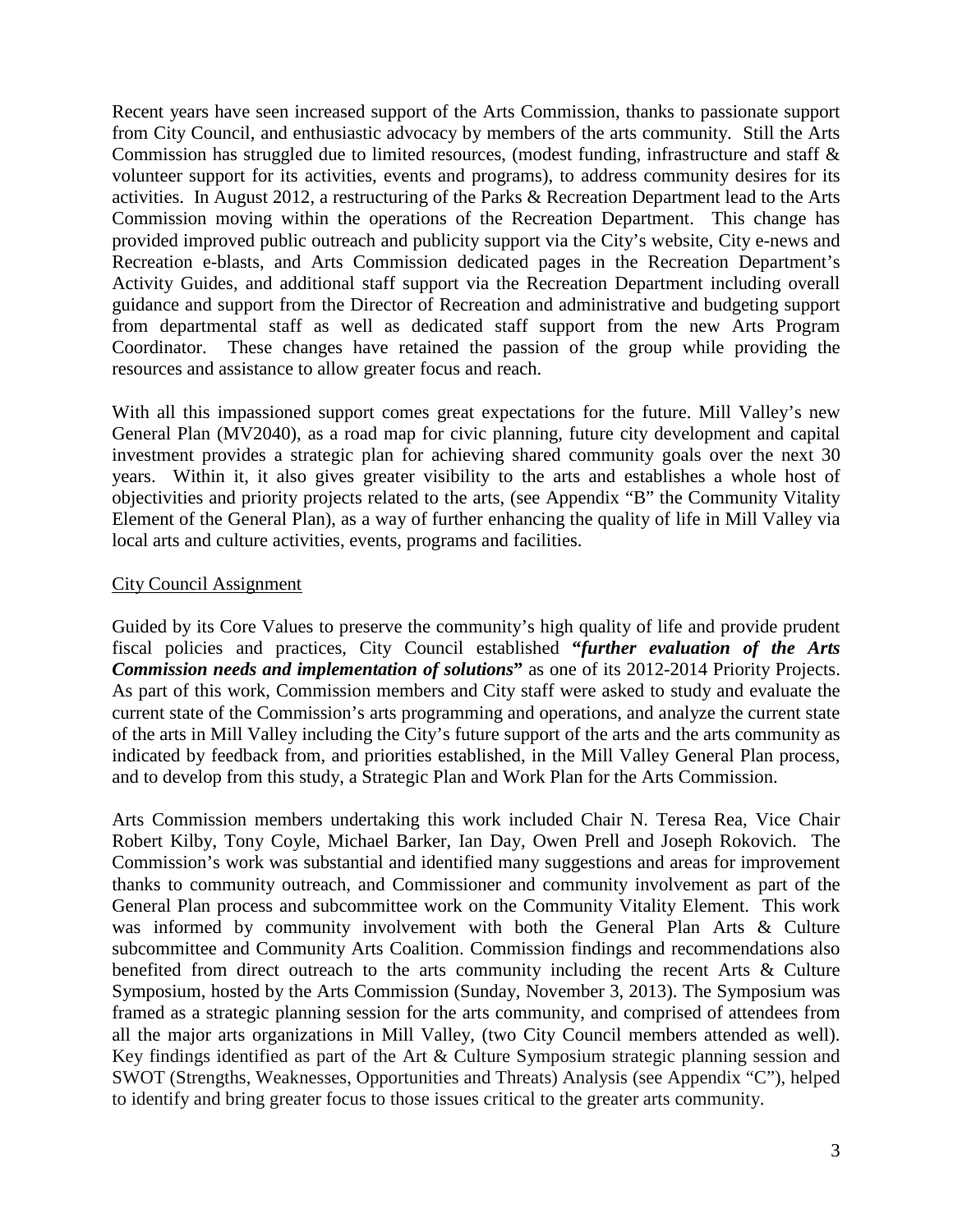Recent years have seen increased support of the Arts Commission, thanks to passionate support from City Council, and enthusiastic advocacy by members of the arts community. Still the Arts Commission has struggled due to limited resources, (modest funding, infrastructure and staff & volunteer support for its activities, events and programs), to address community desires for its activities. In August 2012, a restructuring of the Parks & Recreation Department lead to the Arts Commission moving within the operations of the Recreation Department. This change has provided improved public outreach and publicity support via the City's website, City e-news and Recreation e-blasts, and Arts Commission dedicated pages in the Recreation Department's Activity Guides, and additional staff support via the Recreation Department including overall guidance and support from the Director of Recreation and administrative and budgeting support from departmental staff as well as dedicated staff support from the new Arts Program Coordinator. These changes have retained the passion of the group while providing the resources and assistance to allow greater focus and reach.

With all this impassioned support comes great expectations for the future. Mill Valley's new General Plan (MV2040), as a road map for civic planning, future city development and capital investment provides a strategic plan for achieving shared community goals over the next 30 years. Within it, it also gives greater visibility to the arts and establishes a whole host of objectivities and priority projects related to the arts, (see Appendix "B" the Community Vitality Element of the General Plan), as a way of further enhancing the quality of life in Mill Valley via local arts and culture activities, events, programs and facilities.

<u>City Council Assignment</u>

Guided by its Core Values to preserve the community's high quality of life and provide prudent fiscal policies and practices, City Council established **"*further evaluation of the Arts Commission needs and implementation of solutions*"** as one of its 2012-2014 Priority Projects. As part of this work, Commission members and City staff were asked to study and evaluate the current state of the Commission's arts programming and operations, and analyze the current state of the arts in Mill Valley including the City's future support of the arts and the arts community as indicated by feedback from, and priorities established, in the Mill Valley General Plan process, and to develop from this study, a Strategic Plan and Work Plan for the Arts Commission.

Arts Commission members undertaking this work included Chair N. Teresa Rea, Vice Chair Robert Kilby, Tony Coyle, Michael Barker, Ian Day, Owen Prell and Joseph Rokovich. The Commission's work was substantial and identified many suggestions and areas for improvement thanks to community outreach, and Commissioner and community involvement as part of the General Plan process and subcommittee work on the Community Vitality Element. This work was informed by community involvement with both the General Plan Arts & Culture subcommittee and Community Arts Coalition. Commission findings and recommendations also benefited from direct outreach to the arts community including the recent Arts & Culture Symposium, hosted by the Arts Commission (Sunday, November 3, 2013). The Symposium was framed as a strategic planning session for the arts community, and comprised of attendees from all the major arts organizations in Mill Valley, (two City Council members attended as well). Key findings identified as part of the Art & Culture Symposium strategic planning session and SWOT (Strengths, Weaknesses, Opportunities and Threats) Analysis (see Appendix "C"), helped to identify and bring greater focus to those issues critical to the greater arts community.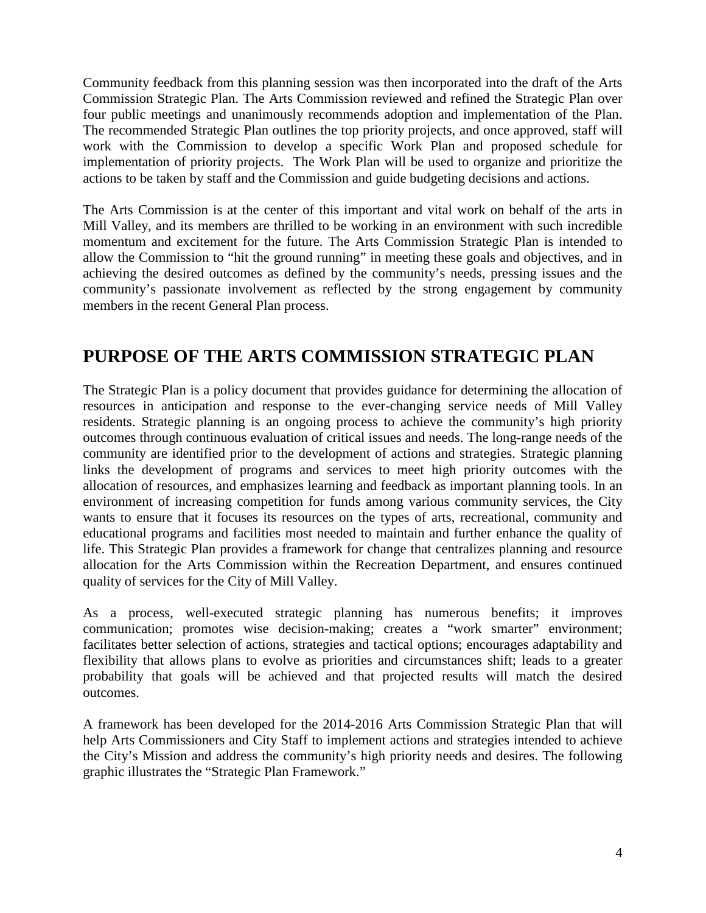Community feedback from this planning session was then incorporated into the draft of the Arts Commission Strategic Plan. The Arts Commission reviewed and refined the Strategic Plan over four public meetings and unanimously recommends adoption and implementation of the Plan. The recommended Strategic Plan outlines the top priority projects, and once approved, staff will work with the Commission to develop a specific Work Plan and proposed schedule for implementation of priority projects. The Work Plan will be used to organize and prioritize the actions to be taken by staff and the Commission and guide budgeting decisions and actions.

The Arts Commission is at the center of this important and vital work on behalf of the arts in Mill Valley, and its members are thrilled to be working in an environment with such incredible momentum and excitement for the future. The Arts Commission Strategic Plan is intended to allow the Commission to "hit the ground running" in meeting these goals and objectives, and in achieving the desired outcomes as defined by the community's needs, pressing issues and the community's passionate involvement as reflected by the strong engagement by community members in the recent General Plan process.

## PURPOSE OF THE ARTS COMMISSION STRATEGIC PLAN

The Strategic Plan is a policy document that provides guidance for determining the allocation of resources in anticipation and response to the ever-changing service needs of Mill Valley residents. Strategic planning is an ongoing process to achieve the community's high priority outcomes through continuous evaluation of critical issues and needs. The long-range needs of the community are identified prior to the development of actions and strategies. Strategic planning links the development of programs and services to meet high priority outcomes with the allocation of resources, and emphasizes learning and feedback as important planning tools. In an environment of increasing competition for funds among various community services, the City wants to ensure that it focuses its resources on the types of arts, recreational, community and educational programs and facilities most needed to maintain and further enhance the quality of life. This Strategic Plan provides a framework for change that centralizes planning and resource allocation for the Arts Commission within the Recreation Department, and ensures continued quality of services for the City of Mill Valley.

As a process, well-executed strategic planning has numerous benefits; it improves communication; promotes wise decision-making; creates a "work smarter" environment; facilitates better selection of actions, strategies and tactical options; encourages adaptability and flexibility that allows plans to evolve as priorities and circumstances shift; leads to a greater probability that goals will be achieved and that projected results will match the desired outcomes.

A framework has been developed for the 2014-2016 Arts Commission Strategic Plan that will help Arts Commissioners and City Staff to implement actions and strategies intended to achieve the City's Mission and address the community's high priority needs and desires. The following graphic illustrates the "Strategic Plan Framework."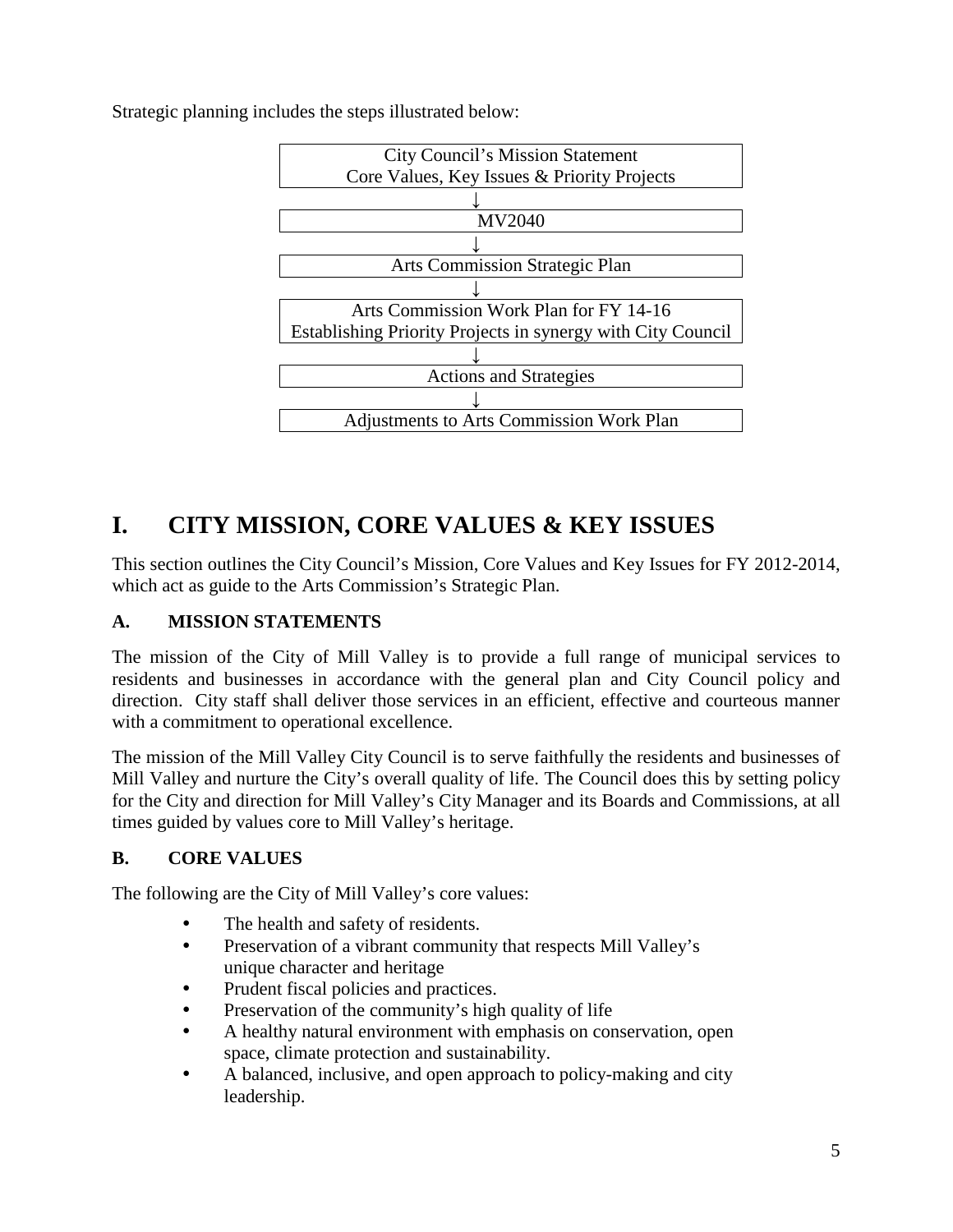Strategic planning includes the steps illustrated below:

City Council's Mission Statement
Core Values, Key Issues & Priority Projects

↓

MV2040

↓

Arts Commission Strategic Plan

↓

Arts Commission Work Plan for FY 14-16
Establishing Priority Projects in synergy with City Council

↓

Actions and Strategies

↓

Adjustments to Arts Commission Work Plan

# I. CITY MISSION, CORE VALUES & KEY ISSUES

This section outlines the City Council's Mission, Core Values and Key Issues for FY 2012-2014, which act as guide to the Arts Commission's Strategic Plan.

### A. MISSION STATEMENTS

The mission of the City of Mill Valley is to provide a full range of municipal services to residents and businesses in accordance with the general plan and City Council policy and direction. City staff shall deliver those services in an efficient, effective and courteous manner with a commitment to operational excellence.

The mission of the Mill Valley City Council is to serve faithfully the residents and businesses of Mill Valley and nurture the City's overall quality of life. The Council does this by setting policy for the City and direction for Mill Valley's City Manager and its Boards and Commissions, at all times guided by values core to Mill Valley's heritage.

### B. CORE VALUES

The following are the City of Mill Valley's core values:

- The health and safety of residents.
- Preservation of a vibrant community that respects Mill Valley's unique character and heritage
- Prudent fiscal policies and practices.
- Preservation of the community's high quality of life
- A healthy natural environment with emphasis on conservation, open space, climate protection and sustainability.
- A balanced, inclusive, and open approach to policy-making and city leadership.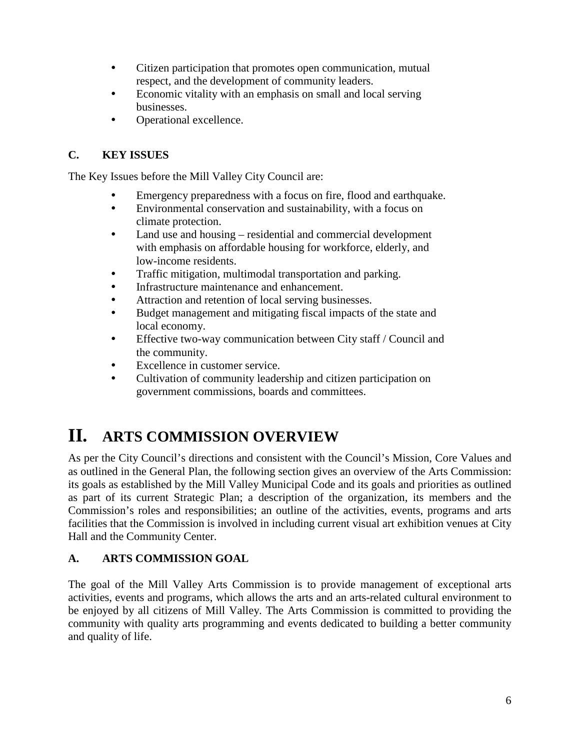- Citizen participation that promotes open communication, mutual respect, and the development of community leaders.
- Economic vitality with an emphasis on small and local serving businesses.
- Operational excellence.

### C. KEY ISSUES

The Key Issues before the Mill Valley City Council are:

- Emergency preparedness with a focus on fire, flood and earthquake.
- Environmental conservation and sustainability, with a focus on climate protection.
- Land use and housing – residential and commercial development with emphasis on affordable housing for workforce, elderly, and low-income residents.
- Traffic mitigation, multimodal transportation and parking.
- Infrastructure maintenance and enhancement.
- Attraction and retention of local serving businesses.
- Budget management and mitigating fiscal impacts of the state and local economy.
- Effective two-way communication between City staff / Council and the community.
- Excellence in customer service.
- Cultivation of community leadership and citizen participation on government commissions, boards and committees.

# II. ARTS COMMISSION OVERVIEW

As per the City Council's directions and consistent with the Council's Mission, Core Values and as outlined in the General Plan, the following section gives an overview of the Arts Commission: its goals as established by the Mill Valley Municipal Code and its goals and priorities as outlined as part of its current Strategic Plan; a description of the organization, its members and the Commission's roles and responsibilities; an outline of the activities, events, programs and arts facilities that the Commission is involved in including current visual art exhibition venues at City Hall and the Community Center.

### A. ARTS COMMISSION GOAL

The goal of the Mill Valley Arts Commission is to provide management of exceptional arts activities, events and programs, which allows the arts and an arts-related cultural environment to be enjoyed by all citizens of Mill Valley. The Arts Commission is committed to providing the community with quality arts programming and events dedicated to building a better community and quality of life.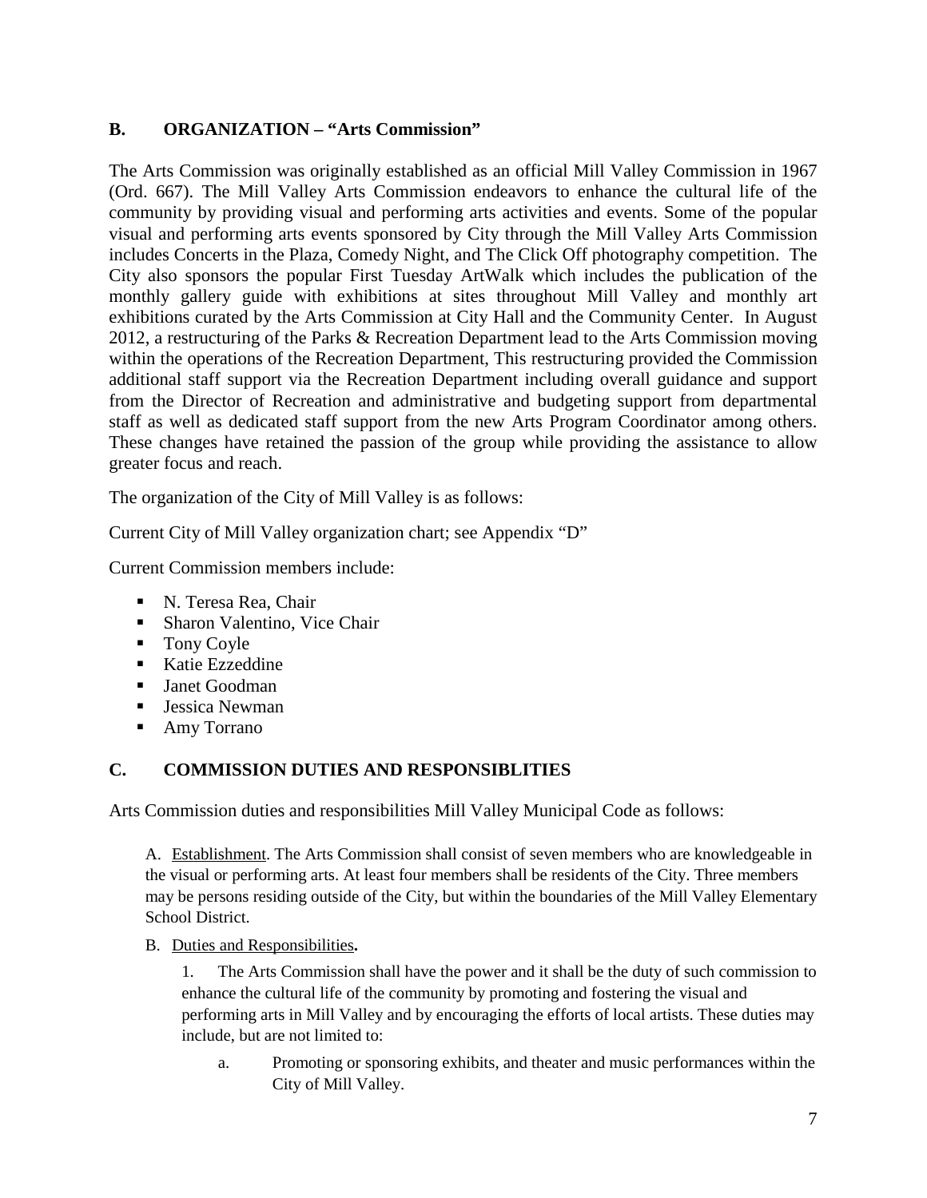## B. ORGANIZATION – "Arts Commission"

The Arts Commission was originally established as an official Mill Valley Commission in 1967 (Ord. 667). The Mill Valley Arts Commission endeavors to enhance the cultural life of the community by providing visual and performing arts activities and events. Some of the popular visual and performing arts events sponsored by City through the Mill Valley Arts Commission includes Concerts in the Plaza, Comedy Night, and The Click Off photography competition. The City also sponsors the popular First Tuesday ArtWalk which includes the publication of the monthly gallery guide with exhibitions at sites throughout Mill Valley and monthly art exhibitions curated by the Arts Commission at City Hall and the Community Center. In August 2012, a restructuring of the Parks & Recreation Department lead to the Arts Commission moving within the operations of the Recreation Department, This restructuring provided the Commission additional staff support via the Recreation Department including overall guidance and support from the Director of Recreation and administrative and budgeting support from departmental staff as well as dedicated staff support from the new Arts Program Coordinator among others. These changes have retained the passion of the group while providing the assistance to allow greater focus and reach.

The organization of the City of Mill Valley is as follows:

Current City of Mill Valley organization chart; see Appendix "D"

Current Commission members include:

- N. Teresa Rea, Chair
- Sharon Valentino, Vice Chair
- Tony Coyle
- Katie Ezzeddine
- Janet Goodman
- Jessica Newman
- Amy Torrano

## C. COMMISSION DUTIES AND RESPONSIBLITIES

Arts Commission duties and responsibilities Mill Valley Municipal Code as follows:

A. Establishment. The Arts Commission shall consist of seven members who are knowledgeable in the visual or performing arts. At least four members shall be residents of the City. Three members may be persons residing outside of the City, but within the boundaries of the Mill Valley Elementary School District.

B. Duties and Responsibilities**.**

1. The Arts Commission shall have the power and it shall be the duty of such commission to enhance the cultural life of the community by promoting and fostering the visual and performing arts in Mill Valley and by encouraging the efforts of local artists. These duties may include, but are not limited to:

   a. Promoting or sponsoring exhibits, and theater and music performances within the City of Mill Valley.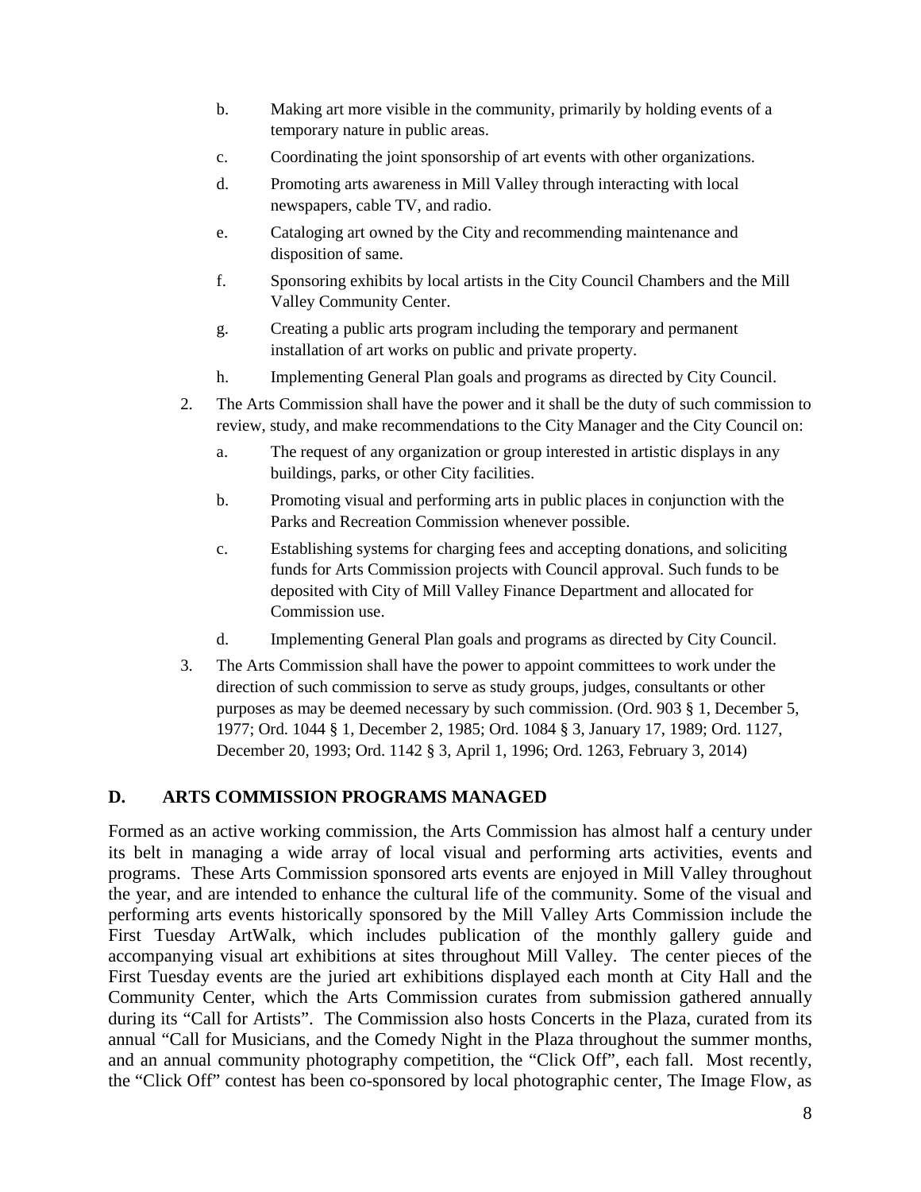b. Making art more visible in the community, primarily by holding events of a temporary nature in public areas.

c. Coordinating the joint sponsorship of art events with other organizations.

d. Promoting arts awareness in Mill Valley through interacting with local newspapers, cable TV, and radio.

e. Cataloging art owned by the City and recommending maintenance and disposition of same.

f. Sponsoring exhibits by local artists in the City Council Chambers and the Mill Valley Community Center.

g. Creating a public arts program including the temporary and permanent installation of art works on public and private property.

h. Implementing General Plan goals and programs as directed by City Council.

2. The Arts Commission shall have the power and it shall be the duty of such commission to review, study, and make recommendations to the City Manager and the City Council on:

   a. The request of any organization or group interested in artistic displays in any buildings, parks, or other City facilities.

   b. Promoting visual and performing arts in public places in conjunction with the Parks and Recreation Commission whenever possible.

   c. Establishing systems for charging fees and accepting donations, and soliciting funds for Arts Commission projects with Council approval. Such funds to be deposited with City of Mill Valley Finance Department and allocated for Commission use.

   d. Implementing General Plan goals and programs as directed by City Council.

3. The Arts Commission shall have the power to appoint committees to work under the direction of such commission to serve as study groups, judges, consultants or other purposes as may be deemed necessary by such commission. (Ord. 903 § 1, December 5, 1977; Ord. 1044 § 1, December 2, 1985; Ord. 1084 § 3, January 17, 1989; Ord. 1127, December 20, 1993; Ord. 1142 § 3, April 1, 1996; Ord. 1263, February 3, 2014)

## D. ARTS COMMISSION PROGRAMS MANAGED

Formed as an active working commission, the Arts Commission has almost half a century under its belt in managing a wide array of local visual and performing arts activities, events and programs. These Arts Commission sponsored arts events are enjoyed in Mill Valley throughout the year, and are intended to enhance the cultural life of the community. Some of the visual and performing arts events historically sponsored by the Mill Valley Arts Commission include the First Tuesday ArtWalk, which includes publication of the monthly gallery guide and accompanying visual art exhibitions at sites throughout Mill Valley. The center pieces of the First Tuesday events are the juried art exhibitions displayed each month at City Hall and the Community Center, which the Arts Commission curates from submission gathered annually during its "Call for Artists". The Commission also hosts Concerts in the Plaza, curated from its annual "Call for Musicians, and the Comedy Night in the Plaza throughout the summer months, and an annual community photography competition, the "Click Off", each fall. Most recently, the "Click Off" contest has been co-sponsored by local photographic center, The Image Flow, as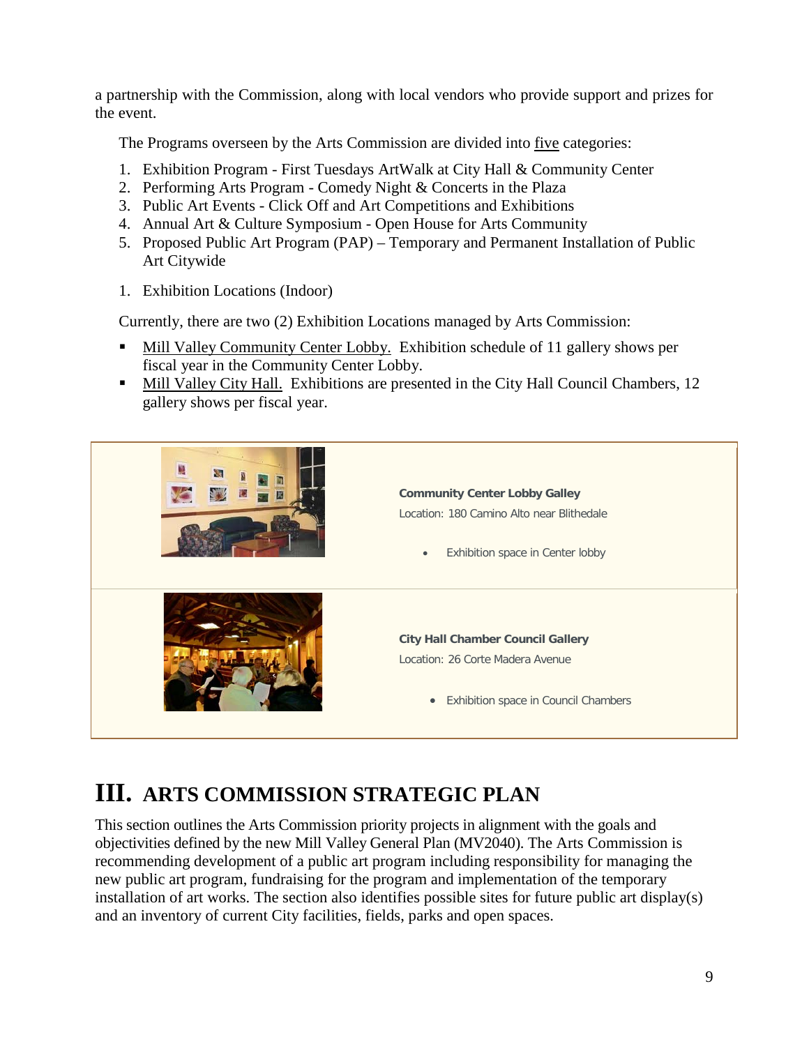a partnership with the Commission, along with local vendors who provide support and prizes for the event.

The Programs overseen by the Arts Commission are divided into five categories:

1. Exhibition Program - First Tuesdays ArtWalk at City Hall & Community Center
2. Performing Arts Program - Comedy Night & Concerts in the Plaza
3. Public Art Events - Click Off and Art Competitions and Exhibitions
4. Annual Art & Culture Symposium - Open House for Arts Community
5. Proposed Public Art Program (PAP) – Temporary and Permanent Installation of Public Art Citywide

1. Exhibition Locations (Indoor)

Currently, there are two (2) Exhibition Locations managed by Arts Commission:

- Mill Valley Community Center Lobby. Exhibition schedule of 11 gallery shows per fiscal year in the Community Center Lobby.
- Mill Valley City Hall. Exhibitions are presented in the City Hall Council Chambers, 12 gallery shows per fiscal year.

**Community Center Lobby Galley**
Location: 180 Camino Alto near Blithedale

- Exhibition space in Center lobby

**City Hall Chamber Council Gallery**
Location: 26 Corte Madera Avenue

- Exhibition space in Council Chambers

# III. ARTS COMMISSION STRATEGIC PLAN

This section outlines the Arts Commission priority projects in alignment with the goals and objectivities defined by the new Mill Valley General Plan (MV2040). The Arts Commission is recommending development of a public art program including responsibility for managing the new public art program, fundraising for the program and implementation of the temporary installation of art works. The section also identifies possible sites for future public art display(s) and an inventory of current City facilities, fields, parks and open spaces.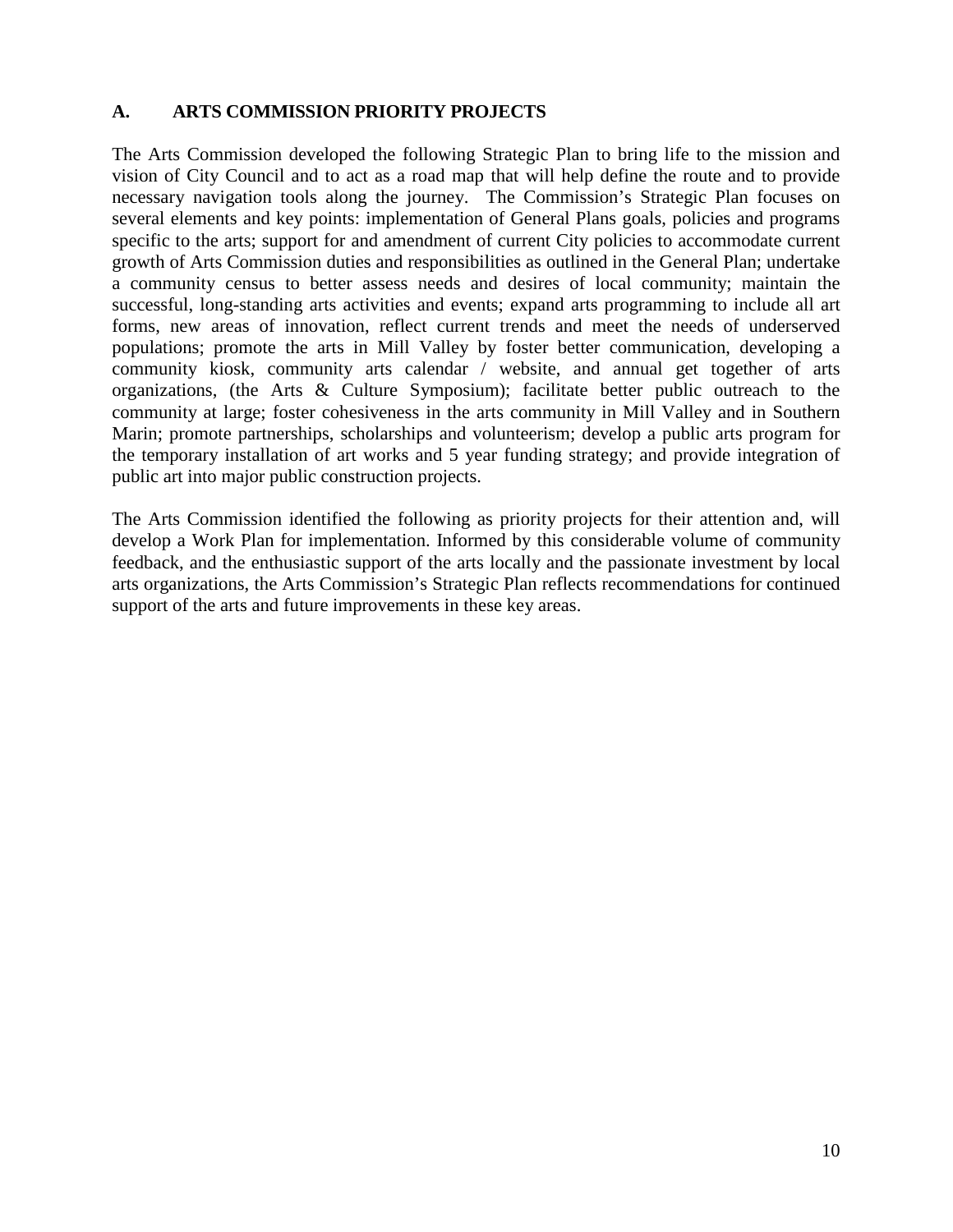## A. ARTS COMMISSION PRIORITY PROJECTS

The Arts Commission developed the following Strategic Plan to bring life to the mission and vision of City Council and to act as a road map that will help define the route and to provide necessary navigation tools along the journey. The Commission's Strategic Plan focuses on several elements and key points: implementation of General Plans goals, policies and programs specific to the arts; support for and amendment of current City policies to accommodate current growth of Arts Commission duties and responsibilities as outlined in the General Plan; undertake a community census to better assess needs and desires of local community; maintain the successful, long-standing arts activities and events; expand arts programming to include all art forms, new areas of innovation, reflect current trends and meet the needs of underserved populations; promote the arts in Mill Valley by foster better communication, developing a community kiosk, community arts calendar / website, and annual get together of arts organizations, (the Arts & Culture Symposium); facilitate better public outreach to the community at large; foster cohesiveness in the arts community in Mill Valley and in Southern Marin; promote partnerships, scholarships and volunteerism; develop a public arts program for the temporary installation of art works and 5 year funding strategy; and provide integration of public art into major public construction projects.

The Arts Commission identified the following as priority projects for their attention and, will develop a Work Plan for implementation. Informed by this considerable volume of community feedback, and the enthusiastic support of the arts locally and the passionate investment by local arts organizations, the Arts Commission's Strategic Plan reflects recommendations for continued support of the arts and future improvements in these key areas.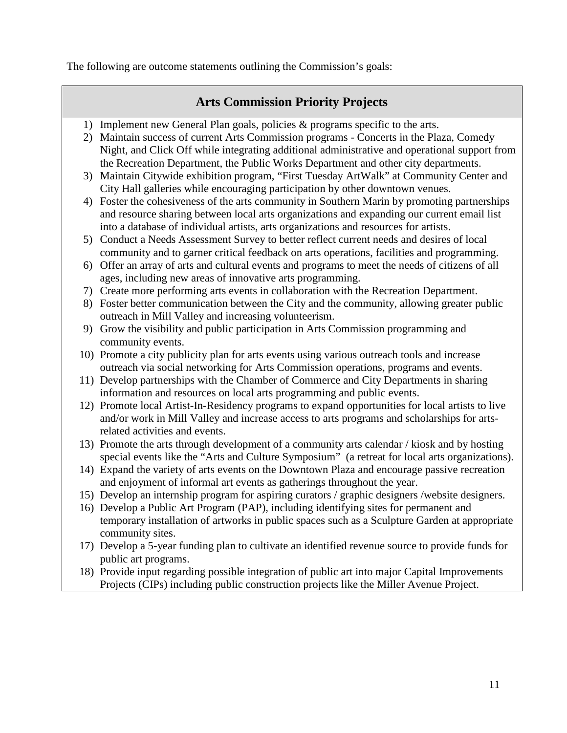The following are outcome statements outlining the Commission's goals:

## Arts Commission Priority Projects

1) Implement new General Plan goals, policies & programs specific to the arts.
2) Maintain success of current Arts Commission programs - Concerts in the Plaza, Comedy Night, and Click Off while integrating additional administrative and operational support from the Recreation Department, the Public Works Department and other city departments.
3) Maintain Citywide exhibition program, "First Tuesday ArtWalk" at Community Center and City Hall galleries while encouraging participation by other downtown venues.
4) Foster the cohesiveness of the arts community in Southern Marin by promoting partnerships and resource sharing between local arts organizations and expanding our current email list into a database of individual artists, arts organizations and resources for artists.
5) Conduct a Needs Assessment Survey to better reflect current needs and desires of local community and to garner critical feedback on arts operations, facilities and programming.
6) Offer an array of arts and cultural events and programs to meet the needs of citizens of all ages, including new areas of innovative arts programming.
7) Create more performing arts events in collaboration with the Recreation Department.
8) Foster better communication between the City and the community, allowing greater public outreach in Mill Valley and increasing volunteerism.
9) Grow the visibility and public participation in Arts Commission programming and community events.
10) Promote a city publicity plan for arts events using various outreach tools and increase outreach via social networking for Arts Commission operations, programs and events.
11) Develop partnerships with the Chamber of Commerce and City Departments in sharing information and resources on local arts programming and public events.
12) Promote local Artist-In-Residency programs to expand opportunities for local artists to live and/or work in Mill Valley and increase access to arts programs and scholarships for arts-related activities and events.
13) Promote the arts through development of a community arts calendar / kiosk and by hosting special events like the "Arts and Culture Symposium" (a retreat for local arts organizations).
14) Expand the variety of arts events on the Downtown Plaza and encourage passive recreation and enjoyment of informal art events as gatherings throughout the year.
15) Develop an internship program for aspiring curators / graphic designers /website designers.
16) Develop a Public Art Program (PAP), including identifying sites for permanent and temporary installation of artworks in public spaces such as a Sculpture Garden at appropriate community sites.
17) Develop a 5-year funding plan to cultivate an identified revenue source to provide funds for public art programs.
18) Provide input regarding possible integration of public art into major Capital Improvements Projects (CIPs) including public construction projects like the Miller Avenue Project.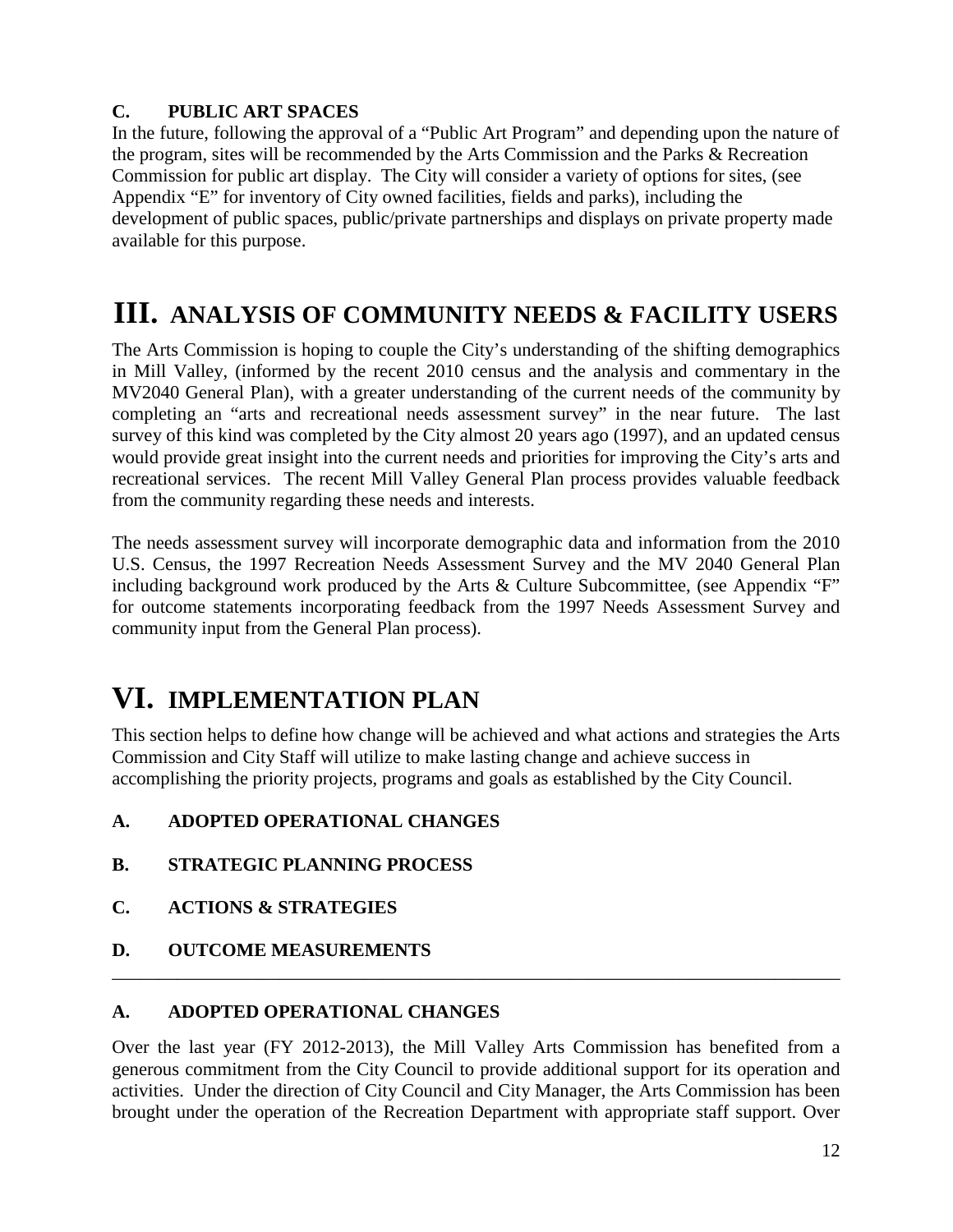### C. PUBLIC ART SPACES

In the future, following the approval of a "Public Art Program" and depending upon the nature of the program, sites will be recommended by the Arts Commission and the Parks & Recreation Commission for public art display. The City will consider a variety of options for sites, (see Appendix "E" for inventory of City owned facilities, fields and parks), including the development of public spaces, public/private partnerships and displays on private property made available for this purpose.

# III. ANALYSIS OF COMMUNITY NEEDS & FACILITY USERS

The Arts Commission is hoping to couple the City's understanding of the shifting demographics in Mill Valley, (informed by the recent 2010 census and the analysis and commentary in the MV2040 General Plan), with a greater understanding of the current needs of the community by completing an "arts and recreational needs assessment survey" in the near future. The last survey of this kind was completed by the City almost 20 years ago (1997), and an updated census would provide great insight into the current needs and priorities for improving the City's arts and recreational services. The recent Mill Valley General Plan process provides valuable feedback from the community regarding these needs and interests.

The needs assessment survey will incorporate demographic data and information from the 2010 U.S. Census, the 1997 Recreation Needs Assessment Survey and the MV 2040 General Plan including background work produced by the Arts & Culture Subcommittee, (see Appendix "F" for outcome statements incorporating feedback from the 1997 Needs Assessment Survey and community input from the General Plan process).

# VI. IMPLEMENTATION PLAN

This section helps to define how change will be achieved and what actions and strategies the Arts Commission and City Staff will utilize to make lasting change and achieve success in accomplishing the priority projects, programs and goals as established by the City Council.

**A. ADOPTED OPERATIONAL CHANGES**

**B. STRATEGIC PLANNING PROCESS**

**C. ACTIONS & STRATEGIES**

**D. OUTCOME MEASUREMENTS**

---

### A. ADOPTED OPERATIONAL CHANGES

Over the last year (FY 2012-2013), the Mill Valley Arts Commission has benefited from a generous commitment from the City Council to provide additional support for its operation and activities. Under the direction of City Council and City Manager, the Arts Commission has been brought under the operation of the Recreation Department with appropriate staff support. Over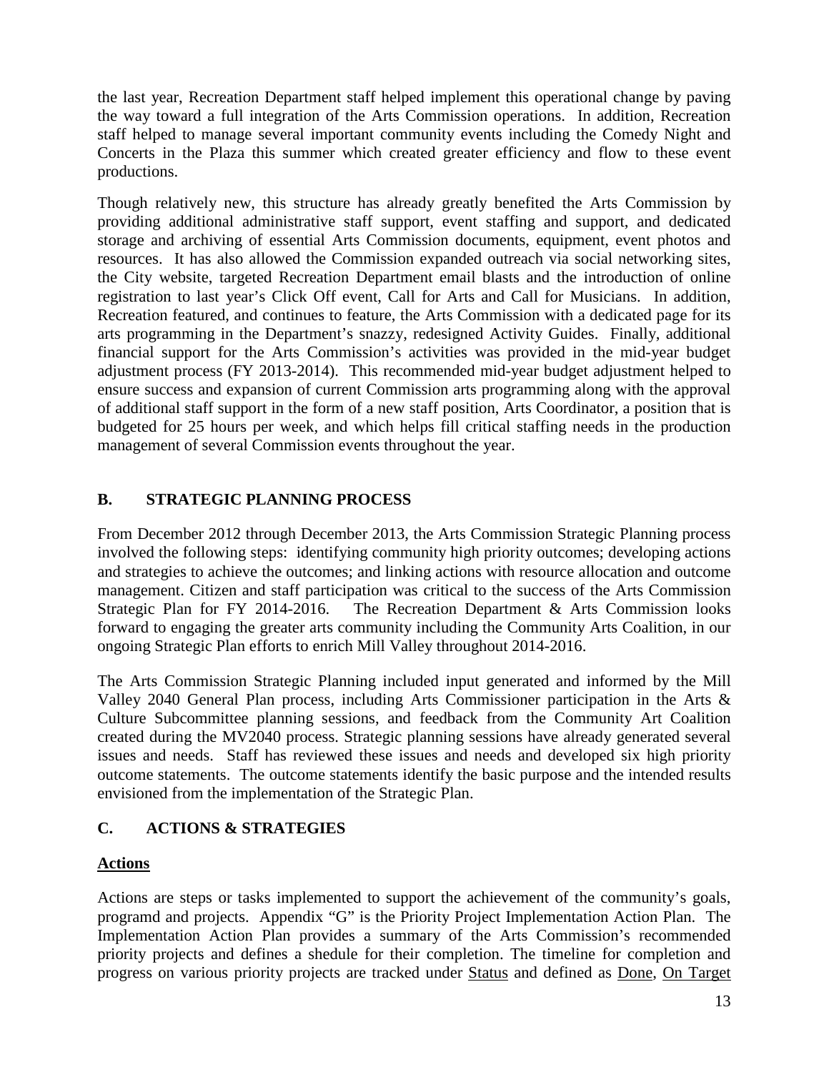the last year, Recreation Department staff helped implement this operational change by paving the way toward a full integration of the Arts Commission operations. In addition, Recreation staff helped to manage several important community events including the Comedy Night and Concerts in the Plaza this summer which created greater efficiency and flow to these event productions.

Though relatively new, this structure has already greatly benefited the Arts Commission by providing additional administrative staff support, event staffing and support, and dedicated storage and archiving of essential Arts Commission documents, equipment, event photos and resources. It has also allowed the Commission expanded outreach via social networking sites, the City website, targeted Recreation Department email blasts and the introduction of online registration to last year's Click Off event, Call for Arts and Call for Musicians. In addition, Recreation featured, and continues to feature, the Arts Commission with a dedicated page for its arts programming in the Department's snazzy, redesigned Activity Guides. Finally, additional financial support for the Arts Commission's activities was provided in the mid-year budget adjustment process (FY 2013-2014). This recommended mid-year budget adjustment helped to ensure success and expansion of current Commission arts programming along with the approval of additional staff support in the form of a new staff position, Arts Coordinator, a position that is budgeted for 25 hours per week, and which helps fill critical staffing needs in the production management of several Commission events throughout the year.

## B. STRATEGIC PLANNING PROCESS

From December 2012 through December 2013, the Arts Commission Strategic Planning process involved the following steps: identifying community high priority outcomes; developing actions and strategies to achieve the outcomes; and linking actions with resource allocation and outcome management. Citizen and staff participation was critical to the success of the Arts Commission Strategic Plan for FY 2014-2016. The Recreation Department & Arts Commission looks forward to engaging the greater arts community including the Community Arts Coalition, in our ongoing Strategic Plan efforts to enrich Mill Valley throughout 2014-2016.

The Arts Commission Strategic Planning included input generated and informed by the Mill Valley 2040 General Plan process, including Arts Commissioner participation in the Arts & Culture Subcommittee planning sessions, and feedback from the Community Art Coalition created during the MV2040 process. Strategic planning sessions have already generated several issues and needs. Staff has reviewed these issues and needs and developed six high priority outcome statements. The outcome statements identify the basic purpose and the intended results envisioned from the implementation of the Strategic Plan.

## C. ACTIONS & STRATEGIES

### Actions

Actions are steps or tasks implemented to support the achievement of the community's goals, programd and projects. Appendix "G" is the Priority Project Implementation Action Plan. The Implementation Action Plan provides a summary of the Arts Commission's recommended priority projects and defines a shedule for their completion. The timeline for completion and progress on various priority projects are tracked under Status and defined as Done, On Target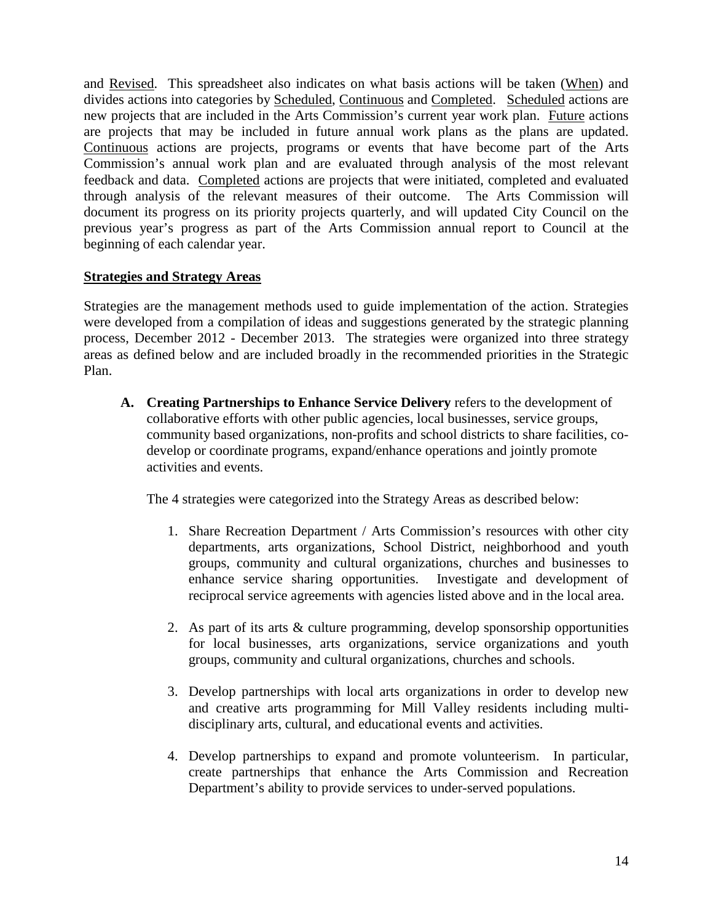and Revised. This spreadsheet also indicates on what basis actions will be taken (When) and divides actions into categories by Scheduled, Continuous and Completed. Scheduled actions are new projects that are included in the Arts Commission's current year work plan. Future actions are projects that may be included in future annual work plans as the plans are updated. Continuous actions are projects, programs or events that have become part of the Arts Commission's annual work plan and are evaluated through analysis of the most relevant feedback and data. Completed actions are projects that were initiated, completed and evaluated through analysis of the relevant measures of their outcome. The Arts Commission will document its progress on its priority projects quarterly, and will updated City Council on the previous year's progress as part of the Arts Commission annual report to Council at the beginning of each calendar year.

**Strategies and Strategy Areas**

Strategies are the management methods used to guide implementation of the action. Strategies were developed from a compilation of ideas and suggestions generated by the strategic planning process, December 2012 - December 2013. The strategies were organized into three strategy areas as defined below and are included broadly in the recommended priorities in the Strategic Plan.

**A. Creating Partnerships to Enhance Service Delivery** refers to the development of collaborative efforts with other public agencies, local businesses, service groups, community based organizations, non-profits and school districts to share facilities, co-develop or coordinate programs, expand/enhance operations and jointly promote activities and events.

The 4 strategies were categorized into the Strategy Areas as described below:

1. Share Recreation Department / Arts Commission's resources with other city departments, arts organizations, School District, neighborhood and youth groups, community and cultural organizations, churches and businesses to enhance service sharing opportunities. Investigate and development of reciprocal service agreements with agencies listed above and in the local area.

2. As part of its arts & culture programming, develop sponsorship opportunities for local businesses, arts organizations, service organizations and youth groups, community and cultural organizations, churches and schools.

3. Develop partnerships with local arts organizations in order to develop new and creative arts programming for Mill Valley residents including multi-disciplinary arts, cultural, and educational events and activities.

4. Develop partnerships to expand and promote volunteerism. In particular, create partnerships that enhance the Arts Commission and Recreation Department's ability to provide services to under-served populations.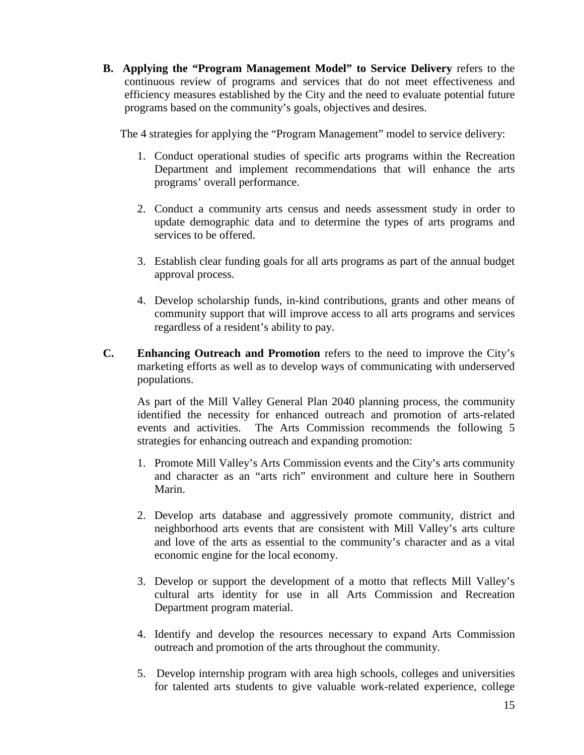**B. Applying the "Program Management Model" to Service Delivery** refers to the continuous review of programs and services that do not meet effectiveness and efficiency measures established by the City and the need to evaluate potential future programs based on the community's goals, objectives and desires.

The 4 strategies for applying the "Program Management" model to service delivery:

1. Conduct operational studies of specific arts programs within the Recreation Department and implement recommendations that will enhance the arts programs' overall performance.

2. Conduct a community arts census and needs assessment study in order to update demographic data and to determine the types of arts programs and services to be offered.

3. Establish clear funding goals for all arts programs as part of the annual budget approval process.

4. Develop scholarship funds, in-kind contributions, grants and other means of community support that will improve access to all arts programs and services regardless of a resident's ability to pay.

**C. Enhancing Outreach and Promotion** refers to the need to improve the City's marketing efforts as well as to develop ways of communicating with underserved populations.

As part of the Mill Valley General Plan 2040 planning process, the community identified the necessity for enhanced outreach and promotion of arts-related events and activities. The Arts Commission recommends the following 5 strategies for enhancing outreach and expanding promotion:

1. Promote Mill Valley's Arts Commission events and the City's arts community and character as an "arts rich" environment and culture here in Southern Marin.

2. Develop arts database and aggressively promote community, district and neighborhood arts events that are consistent with Mill Valley's arts culture and love of the arts as essential to the community's character and as a vital economic engine for the local economy.

3. Develop or support the development of a motto that reflects Mill Valley's cultural arts identity for use in all Arts Commission and Recreation Department program material.

4. Identify and develop the resources necessary to expand Arts Commission outreach and promotion of the arts throughout the community.

5. Develop internship program with area high schools, colleges and universities for talented arts students to give valuable work-related experience, college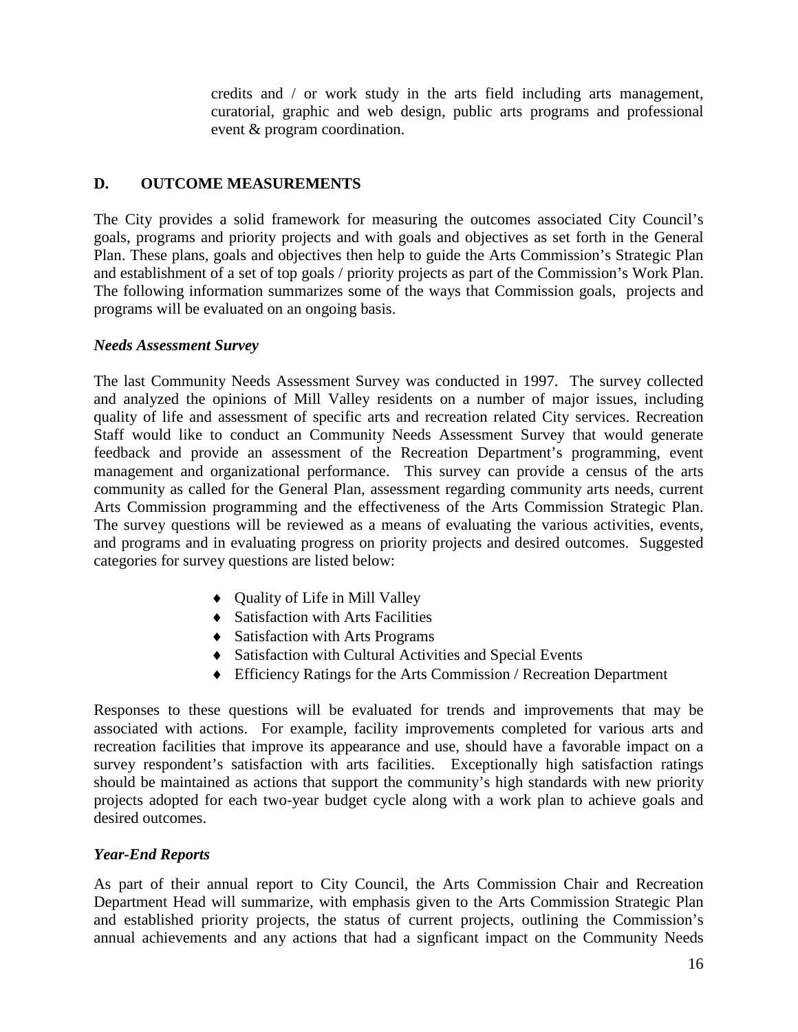credits and / or work study in the arts field including arts management, curatorial, graphic and web design, public arts programs and professional event & program coordination.

## D. OUTCOME MEASUREMENTS

The City provides a solid framework for measuring the outcomes associated City Council's goals, programs and priority projects and with goals and objectives as set forth in the General Plan. These plans, goals and objectives then help to guide the Arts Commission's Strategic Plan and establishment of a set of top goals / priority projects as part of the Commission's Work Plan. The following information summarizes some of the ways that Commission goals, projects and programs will be evaluated on an ongoing basis.

### *Needs Assessment Survey*

The last Community Needs Assessment Survey was conducted in 1997. The survey collected and analyzed the opinions of Mill Valley residents on a number of major issues, including quality of life and assessment of specific arts and recreation related City services. Recreation Staff would like to conduct an Community Needs Assessment Survey that would generate feedback and provide an assessment of the Recreation Department's programming, event management and organizational performance. This survey can provide a census of the arts community as called for the General Plan, assessment regarding community arts needs, current Arts Commission programming and the effectiveness of the Arts Commission Strategic Plan. The survey questions will be reviewed as a means of evaluating the various activities, events, and programs and in evaluating progress on priority projects and desired outcomes. Suggested categories for survey questions are listed below:

- Quality of Life in Mill Valley
- Satisfaction with Arts Facilities
- Satisfaction with Arts Programs
- Satisfaction with Cultural Activities and Special Events
- Efficiency Ratings for the Arts Commission / Recreation Department

Responses to these questions will be evaluated for trends and improvements that may be associated with actions. For example, facility improvements completed for various arts and recreation facilities that improve its appearance and use, should have a favorable impact on a survey respondent's satisfaction with arts facilities. Exceptionally high satisfaction ratings should be maintained as actions that support the community's high standards with new priority projects adopted for each two-year budget cycle along with a work plan to achieve goals and desired outcomes.

### *Year-End Reports*

As part of their annual report to City Council, the Arts Commission Chair and Recreation Department Head will summarize, with emphasis given to the Arts Commission Strategic Plan and established priority projects, the status of current projects, outlining the Commission's annual achievements and any actions that had a signficant impact on the Community Needs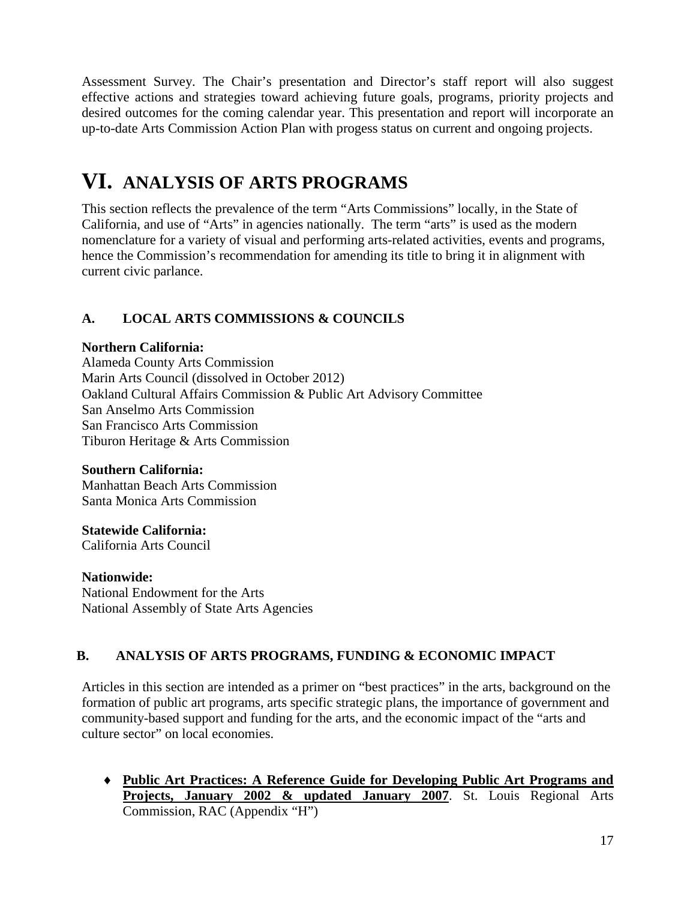Assessment Survey. The Chair's presentation and Director's staff report will also suggest effective actions and strategies toward achieving future goals, programs, priority projects and desired outcomes for the coming calendar year. This presentation and report will incorporate an up-to-date Arts Commission Action Plan with progess status on current and ongoing projects.

# VI. ANALYSIS OF ARTS PROGRAMS

This section reflects the prevalence of the term "Arts Commissions" locally, in the State of California, and use of "Arts" in agencies nationally. The term "arts" is used as the modern nomenclature for a variety of visual and performing arts-related activities, events and programs, hence the Commission's recommendation for amending its title to bring it in alignment with current civic parlance.

## A. LOCAL ARTS COMMISSIONS & COUNCILS

**Northern California:**
Alameda County Arts Commission
Marin Arts Council (dissolved in October 2012)
Oakland Cultural Affairs Commission & Public Art Advisory Committee
San Anselmo Arts Commission
San Francisco Arts Commission
Tiburon Heritage & Arts Commission

**Southern California:**
Manhattan Beach Arts Commission
Santa Monica Arts Commission

**Statewide California:**
California Arts Council

**Nationwide:**
National Endowment for the Arts
National Assembly of State Arts Agencies

## B. ANALYSIS OF ARTS PROGRAMS, FUNDING & ECONOMIC IMPACT

Articles in this section are intended as a primer on "best practices" in the arts, background on the formation of public art programs, arts specific strategic plans, the importance of government and community-based support and funding for the arts, and the economic impact of the "arts and culture sector" on local economies.

- **Public Art Practices: A Reference Guide for Developing Public Art Programs and Projects, January 2002 & updated January 2007**. St. Louis Regional Arts Commission, RAC (Appendix "H")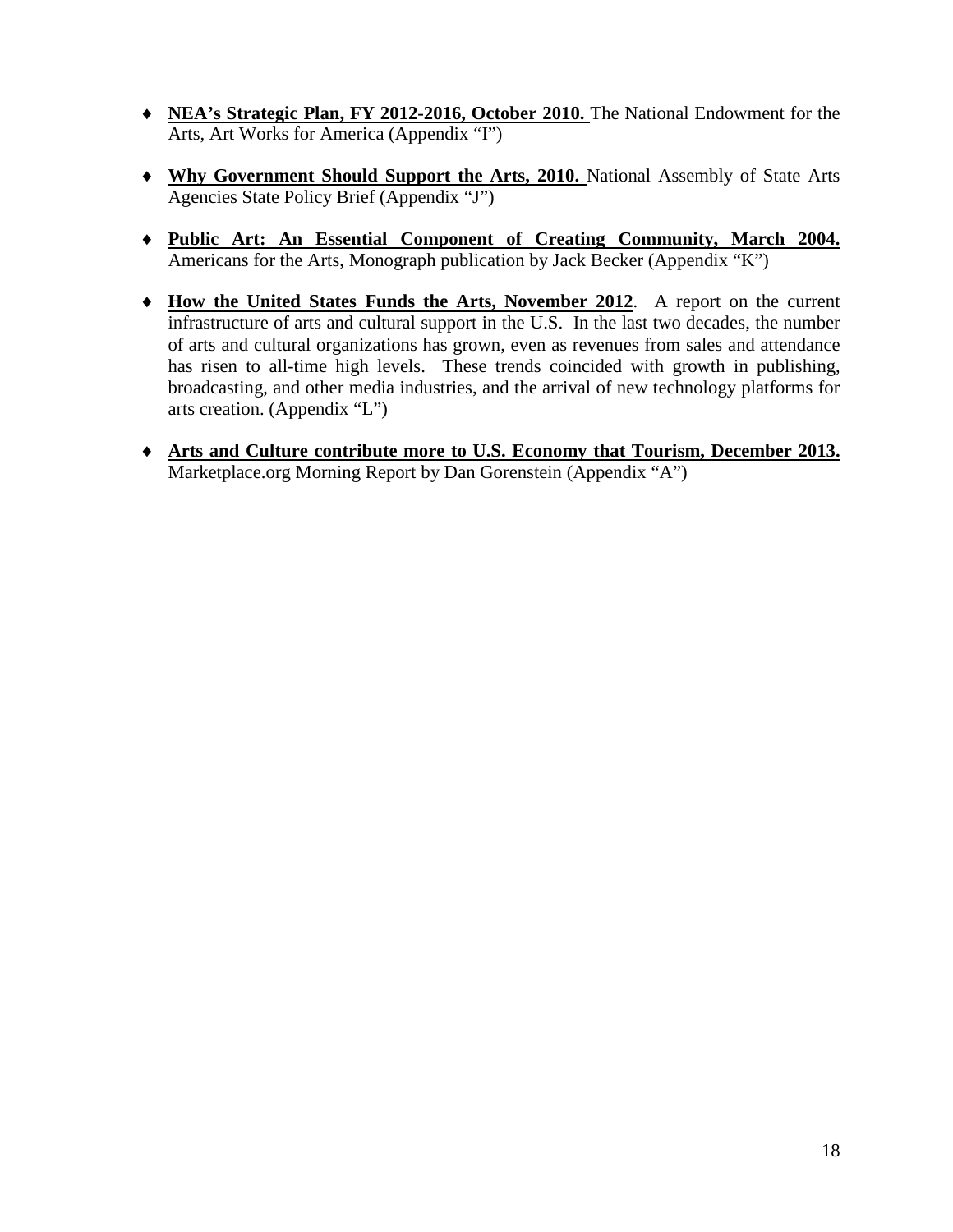- **NEA's Strategic Plan, FY 2012-2016, October 2010.** The National Endowment for the Arts, Art Works for America (Appendix "I")

- **Why Government Should Support the Arts, 2010.** National Assembly of State Arts Agencies State Policy Brief (Appendix "J")

- **Public Art: An Essential Component of Creating Community, March 2004.** Americans for the Arts, Monograph publication by Jack Becker (Appendix "K")

- **How the United States Funds the Arts, November 2012**. A report on the current infrastructure of arts and cultural support in the U.S. In the last two decades, the number of arts and cultural organizations has grown, even as revenues from sales and attendance has risen to all-time high levels. These trends coincided with growth in publishing, broadcasting, and other media industries, and the arrival of new technology platforms for arts creation. (Appendix "L")

- **Arts and Culture contribute more to U.S. Economy that Tourism, December 2013.** Marketplace.org Morning Report by Dan Gorenstein (Appendix "A")